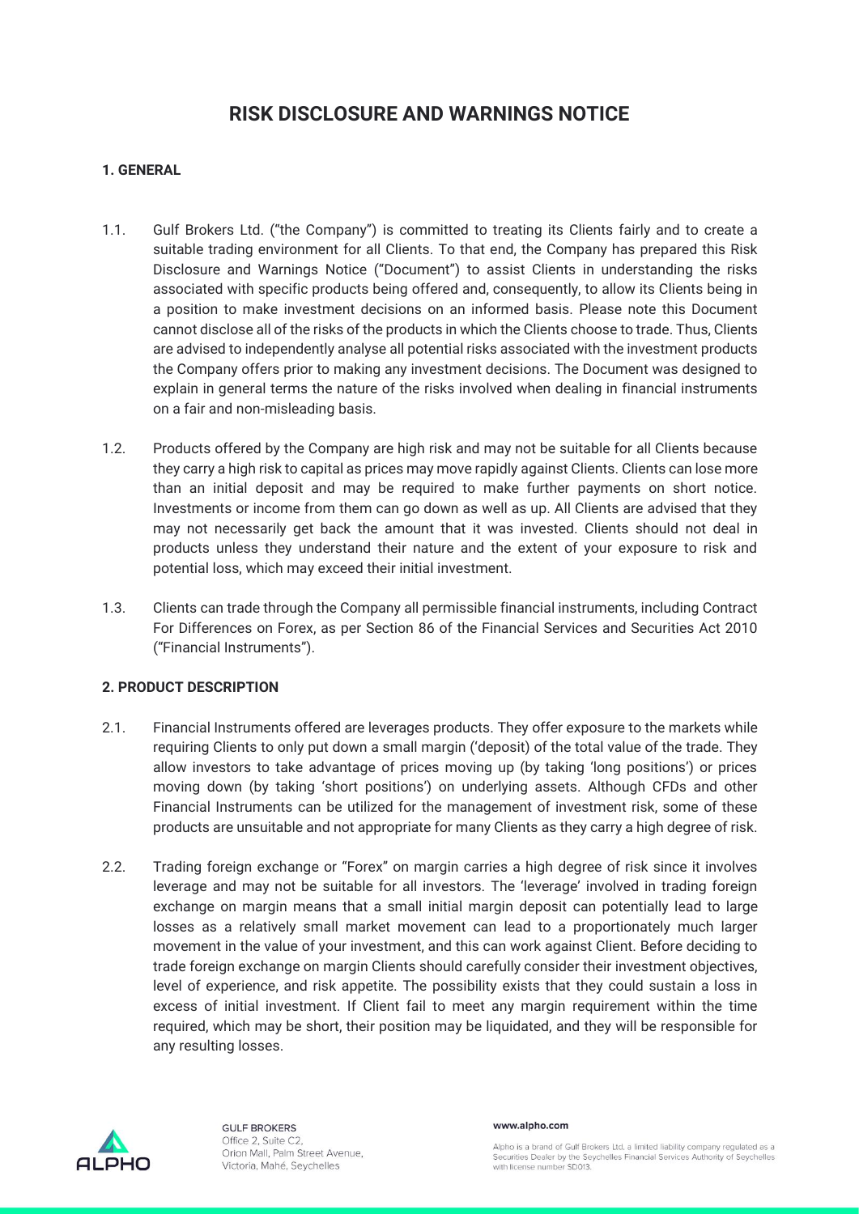# RISK DISCLOSURE AND WARNINGS NOTICE

## 1. GENERAL

1.1. Gulf Brokers Ltd. ("the Company") is committed to treating its Clients fairly and to create a suitable trading environment for all Clients. To that end, the Company has prepared this Risk Disclosure and Warnings Notice ("Document") to assist Clients in understanding the risks associated with specific products being offered and, consequently, to allow its Clients being in a position to make investment decisions on an informed basis. Please note this Document cannot disclose all of the risks of the products in which the Clients choose to trade. Thus, Clients are advised to independently analyse all potential risks associated with the investment products the Company offers prior to making any investment decisions. The Document was designed to explain in general terms the nature of the risks involved when dealing in financial instruments on a fair and non-misleading basis.

1.2. Products offered by the Company are high risk and may not be suitable for all Clients because they carry a high risk to capital as prices may move rapidly against Clients. Clients can lose more than an initial deposit and may be required to make further payments on short notice. Investments or income from them can go down as well as up. All Clients are advised that they may not necessarily get back the amount that it was invested. Clients should not deal in products unless they understand their nature and the extent of your exposure to risk and potential loss, which may exceed their initial investment.

1.3. Clients can trade through the Company all permissible financial instruments, including Contract For Differences on Forex, as per Section 86 of the Financial Services and Securities Act 2010 ("Financial Instruments").

## 2. PRODUCT DESCRIPTION

2.1. Financial Instruments offered are leverages products. They offer exposure to the markets while requiring Clients to only put down a small margin ('deposit) of the total value of the trade. They allow investors to take advantage of prices moving up (by taking 'long positions') or prices moving down (by taking 'short positions') on underlying assets. Although CFDs and other Financial Instruments can be utilized for the management of investment risk, some of these products are unsuitable and not appropriate for many Clients as they carry a high degree of risk.

2.2. Trading foreign exchange or "Forex" on margin carries a high degree of risk since it involves leverage and may not be suitable for all investors. The 'leverage' involved in trading foreign exchange on margin means that a small initial margin deposit can potentially lead to large losses as a relatively small market movement can lead to a proportionately much larger movement in the value of your investment, and this can work against Client. Before deciding to trade foreign exchange on margin Clients should carefully consider their investment objectives, level of experience, and risk appetite. The possibility exists that they could sustain a loss in excess of initial investment. If Client fail to meet any margin requirement within the time required, which may be short, their position may be liquidated, and they will be responsible for any resulting losses.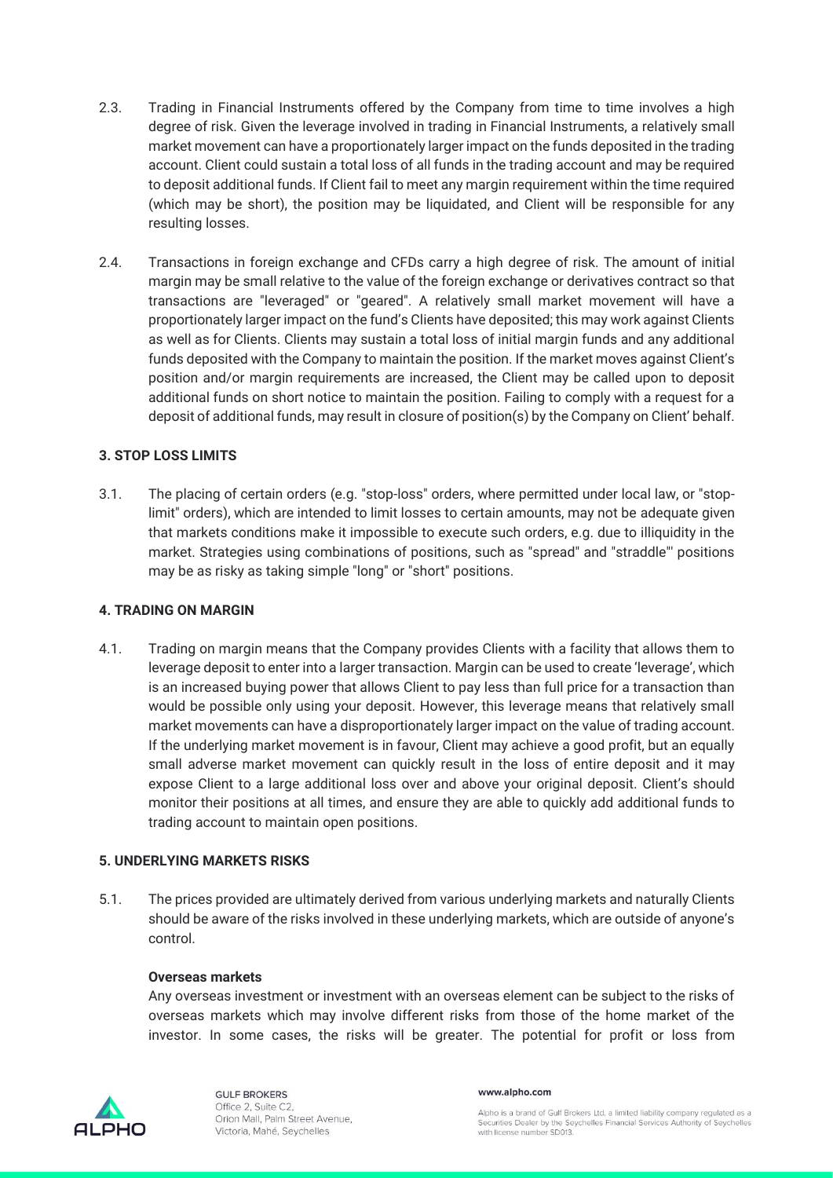2.3. Trading in Financial Instruments offered by the Company from time to time involves a high degree of risk. Given the leverage involved in trading in Financial Instruments, a relatively small market movement can have a proportionately larger impact on the funds deposited in the trading account. Client could sustain a total loss of all funds in the trading account and may be required to deposit additional funds. If Client fail to meet any margin requirement within the time required (which may be short), the position may be liquidated, and Client will be responsible for any resulting losses.

2.4. Transactions in foreign exchange and CFDs carry a high degree of risk. The amount of initial margin may be small relative to the value of the foreign exchange or derivatives contract so that transactions are "leveraged" or "geared". A relatively small market movement will have a proportionately larger impact on the fund's Clients have deposited; this may work against Clients as well as for Clients. Clients may sustain a total loss of initial margin funds and any additional funds deposited with the Company to maintain the position. If the market moves against Client's position and/or margin requirements are increased, the Client may be called upon to deposit additional funds on short notice to maintain the position. Failing to comply with a request for a deposit of additional funds, may result in closure of position(s) by the Company on Client' behalf.

### 3. STOP LOSS LIMITS

3.1. The placing of certain orders (e.g. "stop-loss" orders, where permitted under local law, or "stop-limit" orders), which are intended to limit losses to certain amounts, may not be adequate given that markets conditions make it impossible to execute such orders, e.g. due to illiquidity in the market. Strategies using combinations of positions, such as "spread" and "straddle"' positions may be as risky as taking simple "long" or "short" positions.

### 4. TRADING ON MARGIN

4.1. Trading on margin means that the Company provides Clients with a facility that allows them to leverage deposit to enter into a larger transaction. Margin can be used to create 'leverage', which is an increased buying power that allows Client to pay less than full price for a transaction than would be possible only using your deposit. However, this leverage means that relatively small market movements can have a disproportionately larger impact on the value of trading account. If the underlying market movement is in favour, Client may achieve a good profit, but an equally small adverse market movement can quickly result in the loss of entire deposit and it may expose Client to a large additional loss over and above your original deposit. Client's should monitor their positions at all times, and ensure they are able to quickly add additional funds to trading account to maintain open positions.

### 5. UNDERLYING MARKETS RISKS

5.1. The prices provided are ultimately derived from various underlying markets and naturally Clients should be aware of the risks involved in these underlying markets, which are outside of anyone's control.

**Overseas markets**

Any overseas investment or investment with an overseas element can be subject to the risks of overseas markets which may involve different risks from those of the home market of the investor. In some cases, the risks will be greater. The potential for profit or loss from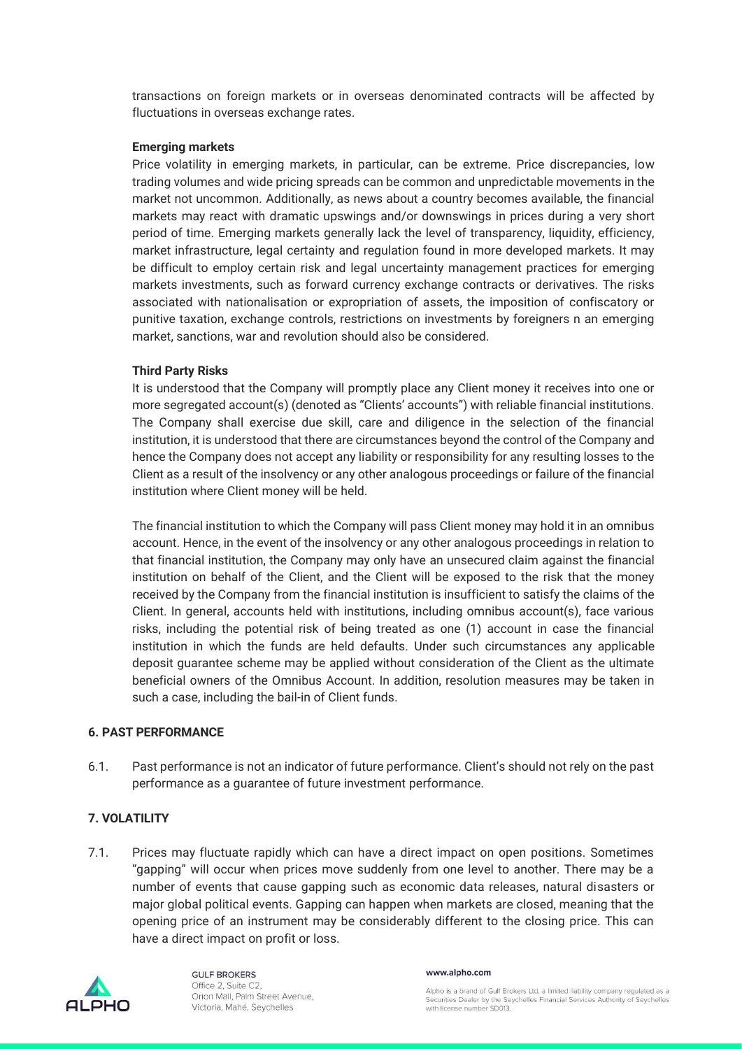transactions on foreign markets or in overseas denominated contracts will be affected by fluctuations in overseas exchange rates.

**Emerging markets**

Price volatility in emerging markets, in particular, can be extreme. Price discrepancies, low trading volumes and wide pricing spreads can be common and unpredictable movements in the market not uncommon. Additionally, as news about a country becomes available, the financial markets may react with dramatic upswings and/or downswings in prices during a very short period of time. Emerging markets generally lack the level of transparency, liquidity, efficiency, market infrastructure, legal certainty and regulation found in more developed markets. It may be difficult to employ certain risk and legal uncertainty management practices for emerging markets investments, such as forward currency exchange contracts or derivatives. The risks associated with nationalisation or expropriation of assets, the imposition of confiscatory or punitive taxation, exchange controls, restrictions on investments by foreigners n an emerging market, sanctions, war and revolution should also be considered.

**Third Party Risks**

It is understood that the Company will promptly place any Client money it receives into one or more segregated account(s) (denoted as "Clients' accounts") with reliable financial institutions. The Company shall exercise due skill, care and diligence in the selection of the financial institution, it is understood that there are circumstances beyond the control of the Company and hence the Company does not accept any liability or responsibility for any resulting losses to the Client as a result of the insolvency or any other analogous proceedings or failure of the financial institution where Client money will be held.

The financial institution to which the Company will pass Client money may hold it in an omnibus account. Hence, in the event of the insolvency or any other analogous proceedings in relation to that financial institution, the Company may only have an unsecured claim against the financial institution on behalf of the Client, and the Client will be exposed to the risk that the money received by the Company from the financial institution is insufficient to satisfy the claims of the Client. In general, accounts held with institutions, including omnibus account(s), face various risks, including the potential risk of being treated as one (1) account in case the financial institution in which the funds are held defaults. Under such circumstances any applicable deposit guarantee scheme may be applied without consideration of the Client as the ultimate beneficial owners of the Omnibus Account. In addition, resolution measures may be taken in such a case, including the bail-in of Client funds.

## 6. PAST PERFORMANCE

6.1. Past performance is not an indicator of future performance. Client's should not rely on the past performance as a guarantee of future investment performance.

## 7. VOLATILITY

7.1. Prices may fluctuate rapidly which can have a direct impact on open positions. Sometimes "gapping" will occur when prices move suddenly from one level to another. There may be a number of events that cause gapping such as economic data releases, natural disasters or major global political events. Gapping can happen when markets are closed, meaning that the opening price of an instrument may be considerably different to the closing price. This can have a direct impact on profit or loss.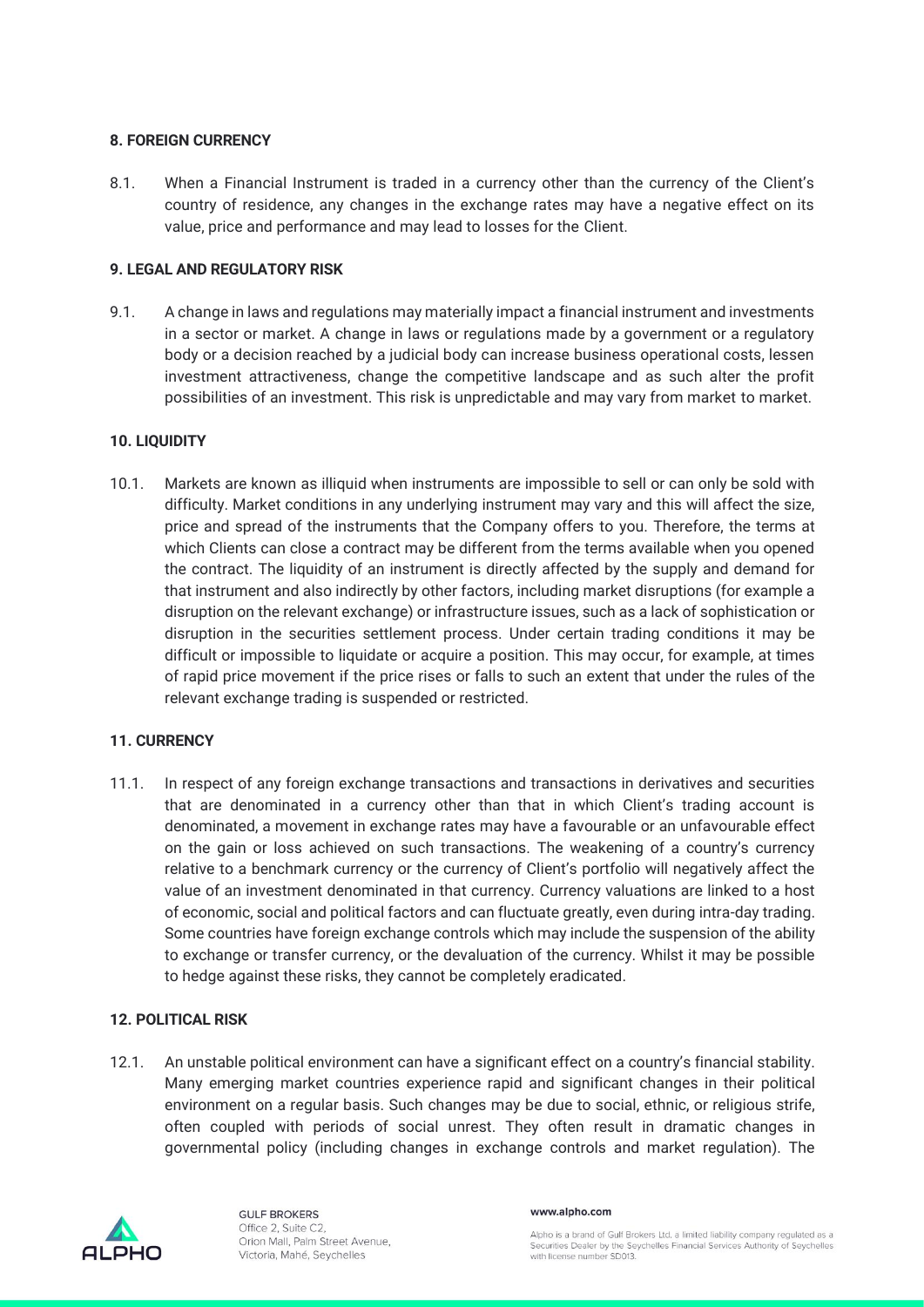## 8. FOREIGN CURRENCY

8.1. When a Financial Instrument is traded in a currency other than the currency of the Client's country of residence, any changes in the exchange rates may have a negative effect on its value, price and performance and may lead to losses for the Client.

## 9. LEGAL AND REGULATORY RISK

9.1. A change in laws and regulations may materially impact a financial instrument and investments in a sector or market. A change in laws or regulations made by a government or a regulatory body or a decision reached by a judicial body can increase business operational costs, lessen investment attractiveness, change the competitive landscape and as such alter the profit possibilities of an investment. This risk is unpredictable and may vary from market to market.

## 10. LIQUIDITY

10.1. Markets are known as illiquid when instruments are impossible to sell or can only be sold with difficulty. Market conditions in any underlying instrument may vary and this will affect the size, price and spread of the instruments that the Company offers to you. Therefore, the terms at which Clients can close a contract may be different from the terms available when you opened the contract. The liquidity of an instrument is directly affected by the supply and demand for that instrument and also indirectly by other factors, including market disruptions (for example a disruption on the relevant exchange) or infrastructure issues, such as a lack of sophistication or disruption in the securities settlement process. Under certain trading conditions it may be difficult or impossible to liquidate or acquire a position. This may occur, for example, at times of rapid price movement if the price rises or falls to such an extent that under the rules of the relevant exchange trading is suspended or restricted.

## 11. CURRENCY

11.1. In respect of any foreign exchange transactions and transactions in derivatives and securities that are denominated in a currency other than that in which Client's trading account is denominated, a movement in exchange rates may have a favourable or an unfavourable effect on the gain or loss achieved on such transactions. The weakening of a country's currency relative to a benchmark currency or the currency of Client's portfolio will negatively affect the value of an investment denominated in that currency. Currency valuations are linked to a host of economic, social and political factors and can fluctuate greatly, even during intra-day trading. Some countries have foreign exchange controls which may include the suspension of the ability to exchange or transfer currency, or the devaluation of the currency. Whilst it may be possible to hedge against these risks, they cannot be completely eradicated.

## 12. POLITICAL RISK

12.1. An unstable political environment can have a significant effect on a country's financial stability. Many emerging market countries experience rapid and significant changes in their political environment on a regular basis. Such changes may be due to social, ethnic, or religious strife, often coupled with periods of social unrest. They often result in dramatic changes in governmental policy (including changes in exchange controls and market regulation). The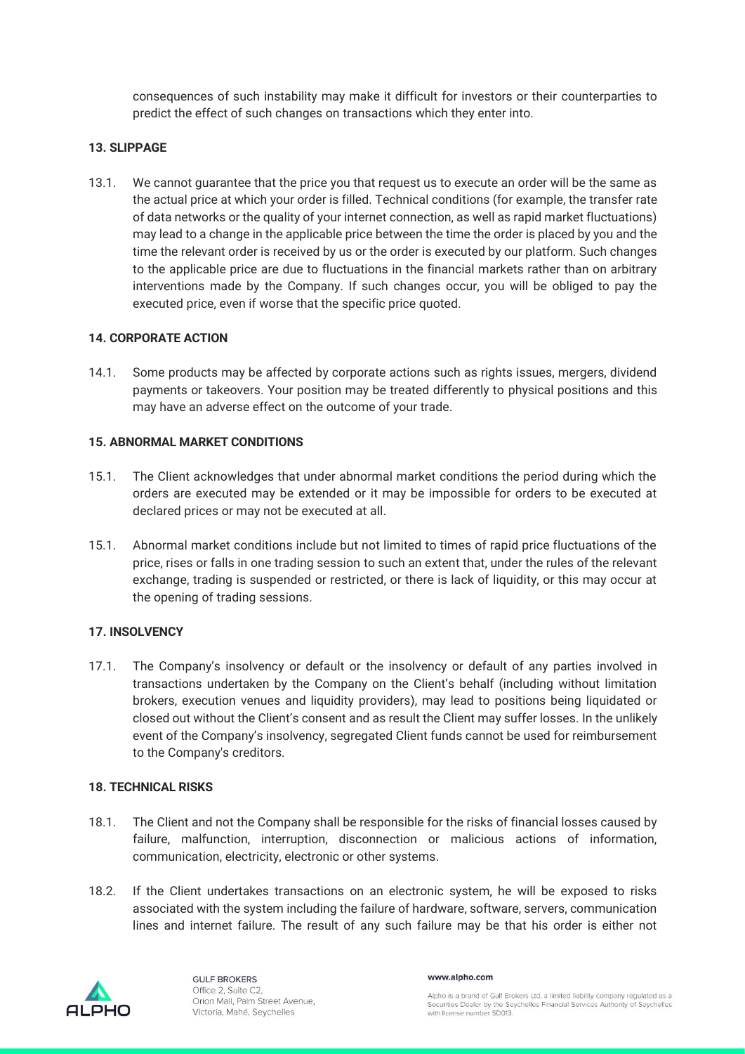consequences of such instability may make it difficult for investors or their counterparties to predict the effect of such changes on transactions which they enter into.

**13. SLIPPAGE**

13.1. We cannot guarantee that the price you that request us to execute an order will be the same as the actual price at which your order is filled. Technical conditions (for example, the transfer rate of data networks or the quality of your internet connection, as well as rapid market fluctuations) may lead to a change in the applicable price between the time the order is placed by you and the time the relevant order is received by us or the order is executed by our platform. Such changes to the applicable price are due to fluctuations in the financial markets rather than on arbitrary interventions made by the Company. If such changes occur, you will be obliged to pay the executed price, even if worse that the specific price quoted.

**14. CORPORATE ACTION**

14.1. Some products may be affected by corporate actions such as rights issues, mergers, dividend payments or takeovers. Your position may be treated differently to physical positions and this may have an adverse effect on the outcome of your trade.

**15. ABNORMAL MARKET CONDITIONS**

15.1. The Client acknowledges that under abnormal market conditions the period during which the orders are executed may be extended or it may be impossible for orders to be executed at declared prices or may not be executed at all.

15.1. Abnormal market conditions include but not limited to times of rapid price fluctuations of the price, rises or falls in one trading session to such an extent that, under the rules of the relevant exchange, trading is suspended or restricted, or there is lack of liquidity, or this may occur at the opening of trading sessions.

**17. INSOLVENCY**

17.1. The Company's insolvency or default or the insolvency or default of any parties involved in transactions undertaken by the Company on the Client's behalf (including without limitation brokers, execution venues and liquidity providers), may lead to positions being liquidated or closed out without the Client's consent and as result the Client may suffer losses. In the unlikely event of the Company's insolvency, segregated Client funds cannot be used for reimbursement to the Company's creditors.

**18. TECHNICAL RISKS**

18.1. The Client and not the Company shall be responsible for the risks of financial losses caused by failure, malfunction, interruption, disconnection or malicious actions of information, communication, electricity, electronic or other systems.

18.2. If the Client undertakes transactions on an electronic system, he will be exposed to risks associated with the system including the failure of hardware, software, servers, communication lines and internet failure. The result of any such failure may be that his order is either not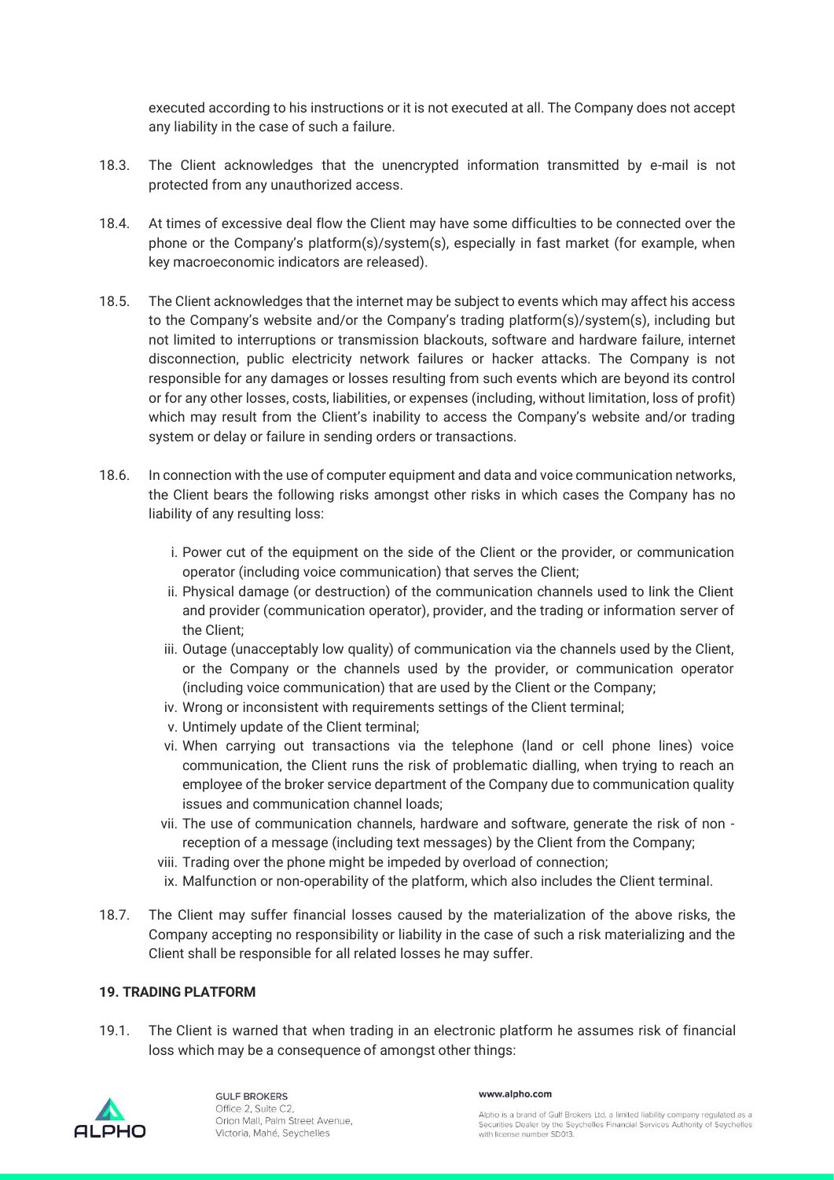executed according to his instructions or it is not executed at all. The Company does not accept any liability in the case of such a failure.

18.3. The Client acknowledges that the unencrypted information transmitted by e-mail is not protected from any unauthorized access.

18.4. At times of excessive deal flow the Client may have some difficulties to be connected over the phone or the Company's platform(s)/system(s), especially in fast market (for example, when key macroeconomic indicators are released).

18.5. The Client acknowledges that the internet may be subject to events which may affect his access to the Company's website and/or the Company's trading platform(s)/system(s), including but not limited to interruptions or transmission blackouts, software and hardware failure, internet disconnection, public electricity network failures or hacker attacks. The Company is not responsible for any damages or losses resulting from such events which are beyond its control or for any other losses, costs, liabilities, or expenses (including, without limitation, loss of profit) which may result from the Client's inability to access the Company's website and/or trading system or delay or failure in sending orders or transactions.

18.6. In connection with the use of computer equipment and data and voice communication networks, the Client bears the following risks amongst other risks in which cases the Company has no liability of any resulting loss:

i. Power cut of the equipment on the side of the Client or the provider, or communication operator (including voice communication) that serves the Client;

ii. Physical damage (or destruction) of the communication channels used to link the Client and provider (communication operator), provider, and the trading or information server of the Client;

iii. Outage (unacceptably low quality) of communication via the channels used by the Client, or the Company or the channels used by the provider, or communication operator (including voice communication) that are used by the Client or the Company;

iv. Wrong or inconsistent with requirements settings of the Client terminal;

v. Untimely update of the Client terminal;

vi. When carrying out transactions via the telephone (land or cell phone lines) voice communication, the Client runs the risk of problematic dialling, when trying to reach an employee of the broker service department of the Company due to communication quality issues and communication channel loads;

vii. The use of communication channels, hardware and software, generate the risk of non - reception of a message (including text messages) by the Client from the Company;

viii. Trading over the phone might be impeded by overload of connection;

ix. Malfunction or non-operability of the platform, which also includes the Client terminal.

18.7. The Client may suffer financial losses caused by the materialization of the above risks, the Company accepting no responsibility or liability in the case of such a risk materializing and the Client shall be responsible for all related losses he may suffer.

**19. TRADING PLATFORM**

19.1. The Client is warned that when trading in an electronic platform he assumes risk of financial loss which may be a consequence of amongst other things: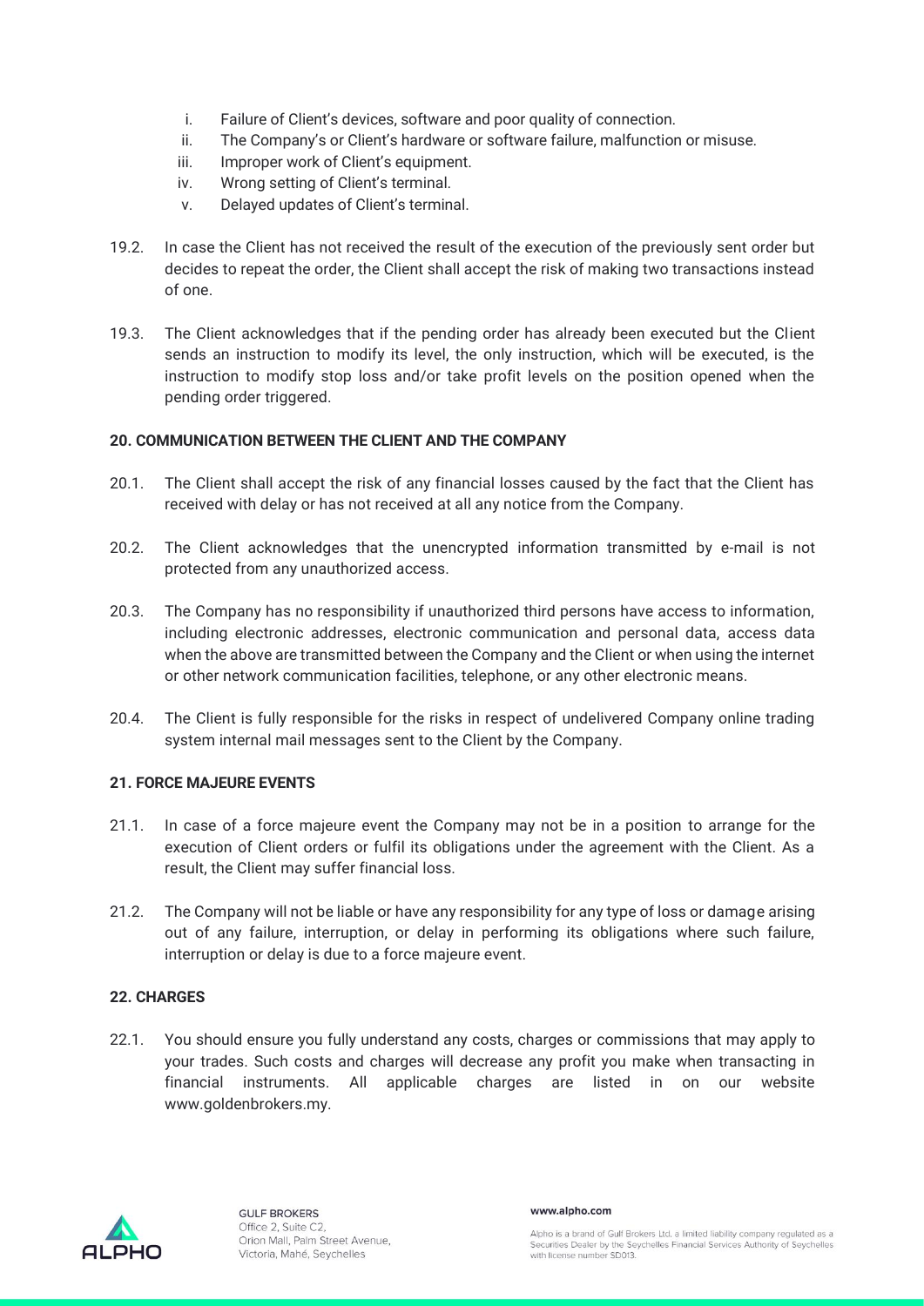i. Failure of Client's devices, software and poor quality of connection.
ii. The Company's or Client's hardware or software failure, malfunction or misuse.
iii. Improper work of Client's equipment.
iv. Wrong setting of Client's terminal.
v. Delayed updates of Client's terminal.

19.2. In case the Client has not received the result of the execution of the previously sent order but decides to repeat the order, the Client shall accept the risk of making two transactions instead of one.

19.3. The Client acknowledges that if the pending order has already been executed but the Client sends an instruction to modify its level, the only instruction, which will be executed, is the instruction to modify stop loss and/or take profit levels on the position opened when the pending order triggered.

**20. COMMUNICATION BETWEEN THE CLIENT AND THE COMPANY**

20.1. The Client shall accept the risk of any financial losses caused by the fact that the Client has received with delay or has not received at all any notice from the Company.

20.2. The Client acknowledges that the unencrypted information transmitted by e-mail is not protected from any unauthorized access.

20.3. The Company has no responsibility if unauthorized third persons have access to information, including electronic addresses, electronic communication and personal data, access data when the above are transmitted between the Company and the Client or when using the internet or other network communication facilities, telephone, or any other electronic means.

20.4. The Client is fully responsible for the risks in respect of undelivered Company online trading system internal mail messages sent to the Client by the Company.

**21. FORCE MAJEURE EVENTS**

21.1. In case of a force majeure event the Company may not be in a position to arrange for the execution of Client orders or fulfil its obligations under the agreement with the Client. As a result, the Client may suffer financial loss.

21.2. The Company will not be liable or have any responsibility for any type of loss or damage arising out of any failure, interruption, or delay in performing its obligations where such failure, interruption or delay is due to a force majeure event.

**22. CHARGES**

22.1. You should ensure you fully understand any costs, charges or commissions that may apply to your trades. Such costs and charges will decrease any profit you make when transacting in financial instruments. All applicable charges are listed in on our website www.goldenbrokers.my.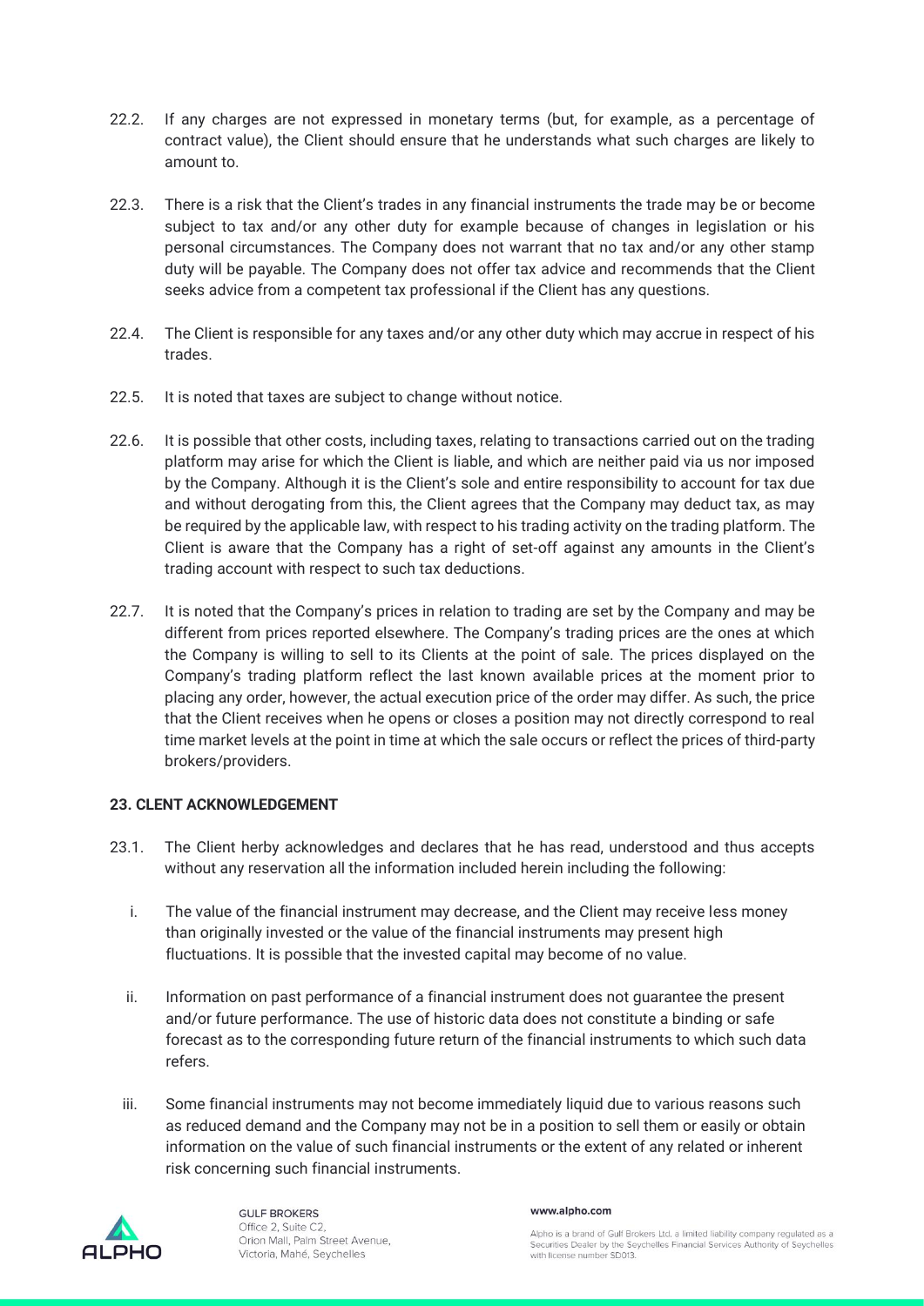22.2. If any charges are not expressed in monetary terms (but, for example, as a percentage of contract value), the Client should ensure that he understands what such charges are likely to amount to.

22.3. There is a risk that the Client's trades in any financial instruments the trade may be or become subject to tax and/or any other duty for example because of changes in legislation or his personal circumstances. The Company does not warrant that no tax and/or any other stamp duty will be payable. The Company does not offer tax advice and recommends that the Client seeks advice from a competent tax professional if the Client has any questions.

22.4. The Client is responsible for any taxes and/or any other duty which may accrue in respect of his trades.

22.5. It is noted that taxes are subject to change without notice.

22.6. It is possible that other costs, including taxes, relating to transactions carried out on the trading platform may arise for which the Client is liable, and which are neither paid via us nor imposed by the Company. Although it is the Client's sole and entire responsibility to account for tax due and without derogating from this, the Client agrees that the Company may deduct tax, as may be required by the applicable law, with respect to his trading activity on the trading platform. The Client is aware that the Company has a right of set-off against any amounts in the Client's trading account with respect to such tax deductions.

22.7. It is noted that the Company's prices in relation to trading are set by the Company and may be different from prices reported elsewhere. The Company's trading prices are the ones at which the Company is willing to sell to its Clients at the point of sale. The prices displayed on the Company's trading platform reflect the last known available prices at the moment prior to placing any order, however, the actual execution price of the order may differ. As such, the price that the Client receives when he opens or closes a position may not directly correspond to real time market levels at the point in time at which the sale occurs or reflect the prices of third-party brokers/providers.

### 23. CLENT ACKNOWLEDGEMENT

23.1. The Client herby acknowledges and declares that he has read, understood and thus accepts without any reservation all the information included herein including the following:

i. The value of the financial instrument may decrease, and the Client may receive less money than originally invested or the value of the financial instruments may present high fluctuations. It is possible that the invested capital may become of no value.

ii. Information on past performance of a financial instrument does not guarantee the present and/or future performance. The use of historic data does not constitute a binding or safe forecast as to the corresponding future return of the financial instruments to which such data refers.

iii. Some financial instruments may not become immediately liquid due to various reasons such as reduced demand and the Company may not be in a position to sell them or easily or obtain information on the value of such financial instruments or the extent of any related or inherent risk concerning such financial instruments.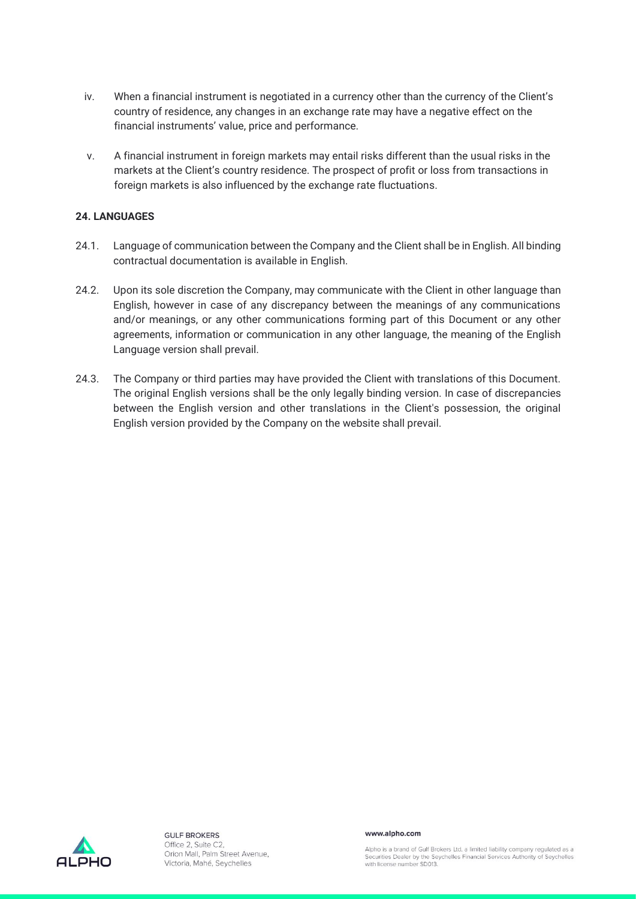iv. When a financial instrument is negotiated in a currency other than the currency of the Client's country of residence, any changes in an exchange rate may have a negative effect on the financial instruments' value, price and performance.

v. A financial instrument in foreign markets may entail risks different than the usual risks in the markets at the Client's country residence. The prospect of profit or loss from transactions in foreign markets is also influenced by the exchange rate fluctuations.

**24. LANGUAGES**

24.1. Language of communication between the Company and the Client shall be in English. All binding contractual documentation is available in English.

24.2. Upon its sole discretion the Company, may communicate with the Client in other language than English, however in case of any discrepancy between the meanings of any communications and/or meanings, or any other communications forming part of this Document or any other agreements, information or communication in any other language, the meaning of the English Language version shall prevail.

24.3. The Company or third parties may have provided the Client with translations of this Document. The original English versions shall be the only legally binding version. In case of discrepancies between the English version and other translations in the Client's possession, the original English version provided by the Company on the website shall prevail.